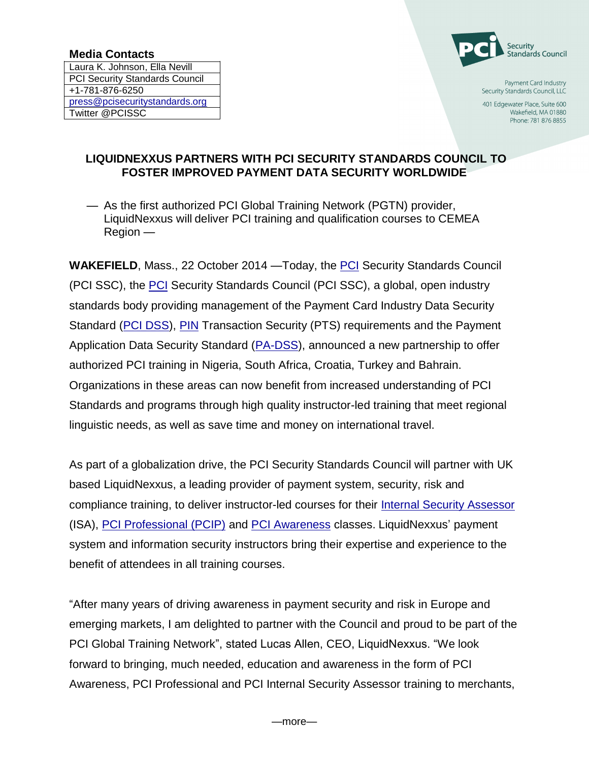**Media Contacts**

| Laura K. Johnson, Ella Nevill |
| --- |
| PCI Security Standards Council |
| +1-781-876-6250 |
| press@pcisecuritystandards.org |
| Twitter @PCISSC |

PCI Security Standards Council

Payment Card Industry
Security Standards Council, LLC

401 Edgewater Place, Suite 600
Wakefield, MA 01880
Phone: 781 876 8855

**LIQUIDNEXXUS PARTNERS WITH PCI SECURITY STANDARDS COUNCIL TO FOSTER IMPROVED PAYMENT DATA SECURITY WORLDWIDE**

— As the first authorized PCI Global Training Network (PGTN) provider, LiquidNexxus will deliver PCI training and qualification courses to CEMEA Region —

**WAKEFIELD**, Mass., 22 October 2014 —Today, the PCI Security Standards Council (PCI SSC), the PCI Security Standards Council (PCI SSC), a global, open industry standards body providing management of the Payment Card Industry Data Security Standard (PCI DSS), PIN Transaction Security (PTS) requirements and the Payment Application Data Security Standard (PA-DSS), announced a new partnership to offer authorized PCI training in Nigeria, South Africa, Croatia, Turkey and Bahrain. Organizations in these areas can now benefit from increased understanding of PCI Standards and programs through high quality instructor-led training that meet regional linguistic needs, as well as save time and money on international travel.

As part of a globalization drive, the PCI Security Standards Council will partner with UK based LiquidNexxus, a leading provider of payment system, security, risk and compliance training, to deliver instructor-led courses for their Internal Security Assessor (ISA), PCI Professional (PCIP) and PCI Awareness classes. LiquidNexxus' payment system and information security instructors bring their expertise and experience to the benefit of attendees in all training courses.

"After many years of driving awareness in payment security and risk in Europe and emerging markets, I am delighted to partner with the Council and proud to be part of the PCI Global Training Network", stated Lucas Allen, CEO, LiquidNexxus. "We look forward to bringing, much needed, education and awareness in the form of PCI Awareness, PCI Professional and PCI Internal Security Assessor training to merchants,

—more—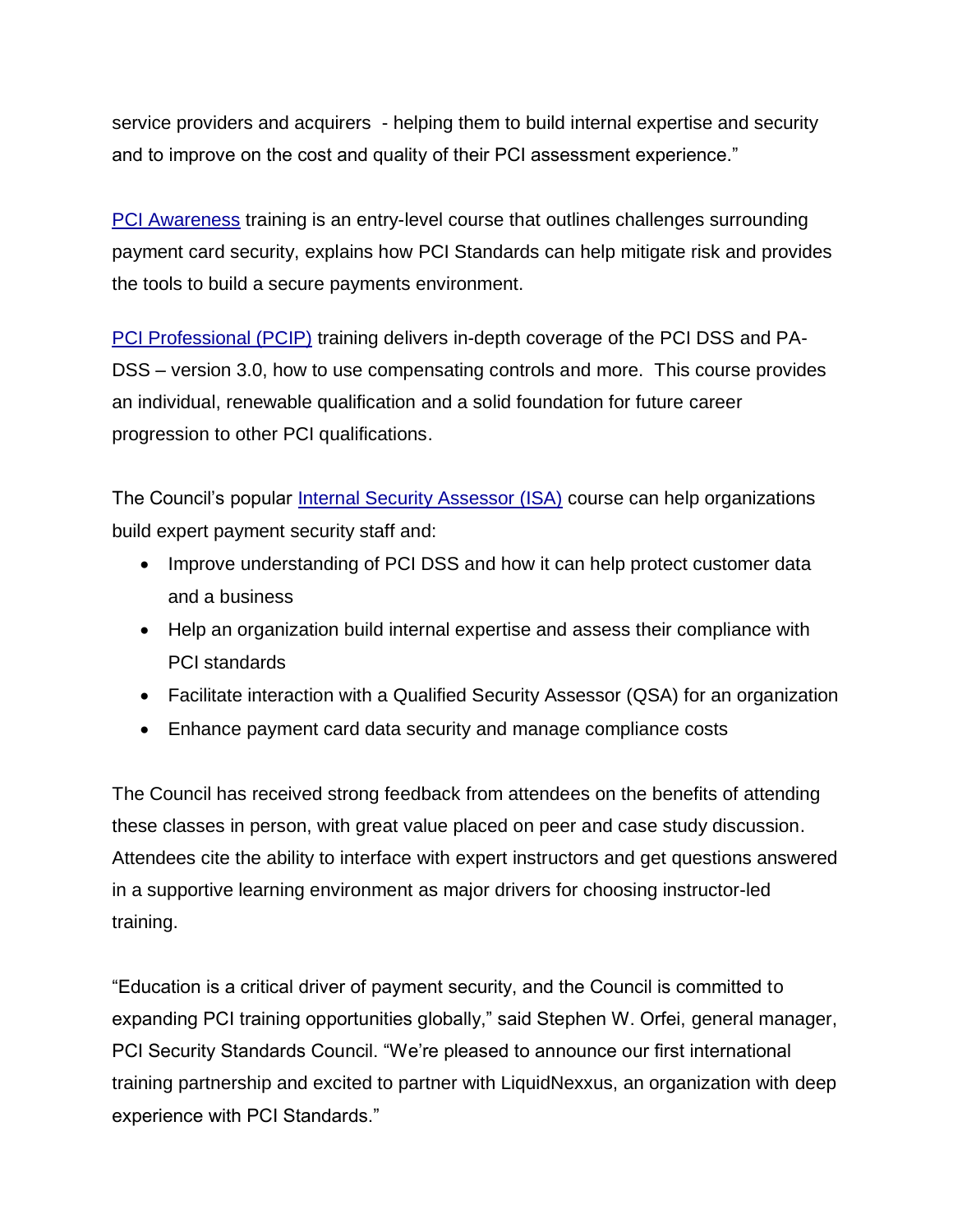service providers and acquirers - helping them to build internal expertise and security and to improve on the cost and quality of their PCI assessment experience."

PCI Awareness training is an entry-level course that outlines challenges surrounding payment card security, explains how PCI Standards can help mitigate risk and provides the tools to build a secure payments environment.

PCI Professional (PCIP) training delivers in-depth coverage of the PCI DSS and PA-DSS – version 3.0, how to use compensating controls and more. This course provides an individual, renewable qualification and a solid foundation for future career progression to other PCI qualifications.

The Council's popular Internal Security Assessor (ISA) course can help organizations build expert payment security staff and:

- Improve understanding of PCI DSS and how it can help protect customer data and a business
- Help an organization build internal expertise and assess their compliance with PCI standards
- Facilitate interaction with a Qualified Security Assessor (QSA) for an organization
- Enhance payment card data security and manage compliance costs

The Council has received strong feedback from attendees on the benefits of attending these classes in person, with great value placed on peer and case study discussion. Attendees cite the ability to interface with expert instructors and get questions answered in a supportive learning environment as major drivers for choosing instructor-led training.

"Education is a critical driver of payment security, and the Council is committed to expanding PCI training opportunities globally," said Stephen W. Orfei, general manager, PCI Security Standards Council. "We're pleased to announce our first international training partnership and excited to partner with LiquidNexxus, an organization with deep experience with PCI Standards."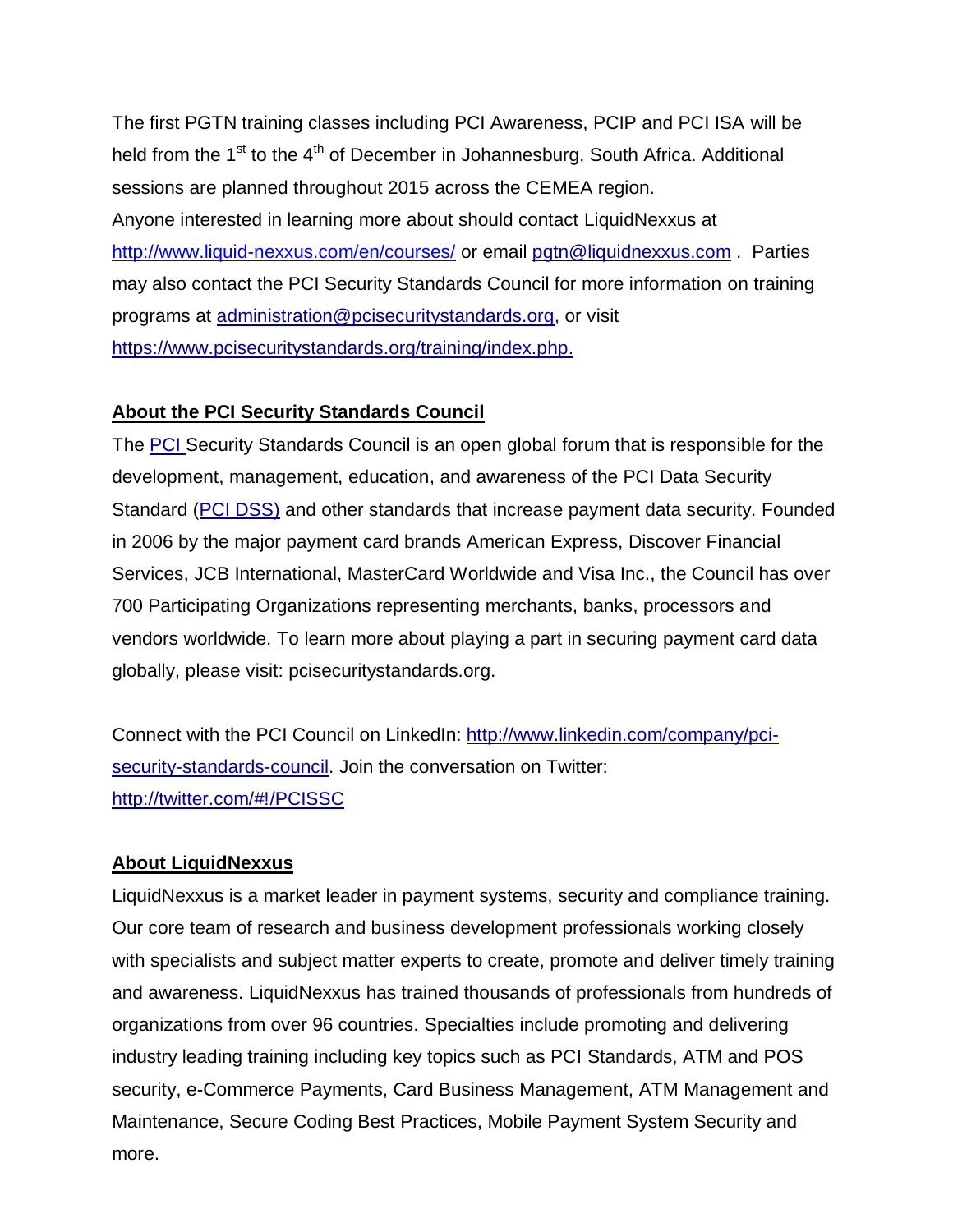The first PGTN training classes including PCI Awareness, PCIP and PCI ISA will be held from the 1st to the 4th of December in Johannesburg, South Africa. Additional sessions are planned throughout 2015 across the CEMEA region.

Anyone interested in learning more about should contact LiquidNexxus at http://www.liquid-nexxus.com/en/courses/ or email pgtn@liquidnexxus.com . Parties may also contact the PCI Security Standards Council for more information on training programs at administration@pcisecuritystandards.org, or visit https://www.pcisecuritystandards.org/training/index.php.

**About the PCI Security Standards Council**

The PCI Security Standards Council is an open global forum that is responsible for the development, management, education, and awareness of the PCI Data Security Standard (PCI DSS) and other standards that increase payment data security. Founded in 2006 by the major payment card brands American Express, Discover Financial Services, JCB International, MasterCard Worldwide and Visa Inc., the Council has over 700 Participating Organizations representing merchants, banks, processors and vendors worldwide. To learn more about playing a part in securing payment card data globally, please visit: pcisecuritystandards.org.

Connect with the PCI Council on LinkedIn: http://www.linkedin.com/company/pci-security-standards-council. Join the conversation on Twitter: http://twitter.com/#!/PCISSC

**About LiquidNexxus**

LiquidNexxus is a market leader in payment systems, security and compliance training. Our core team of research and business development professionals working closely with specialists and subject matter experts to create, promote and deliver timely training and awareness. LiquidNexxus has trained thousands of professionals from hundreds of organizations from over 96 countries. Specialties include promoting and delivering industry leading training including key topics such as PCI Standards, ATM and POS security, e-Commerce Payments, Card Business Management, ATM Management and Maintenance, Secure Coding Best Practices, Mobile Payment System Security and more.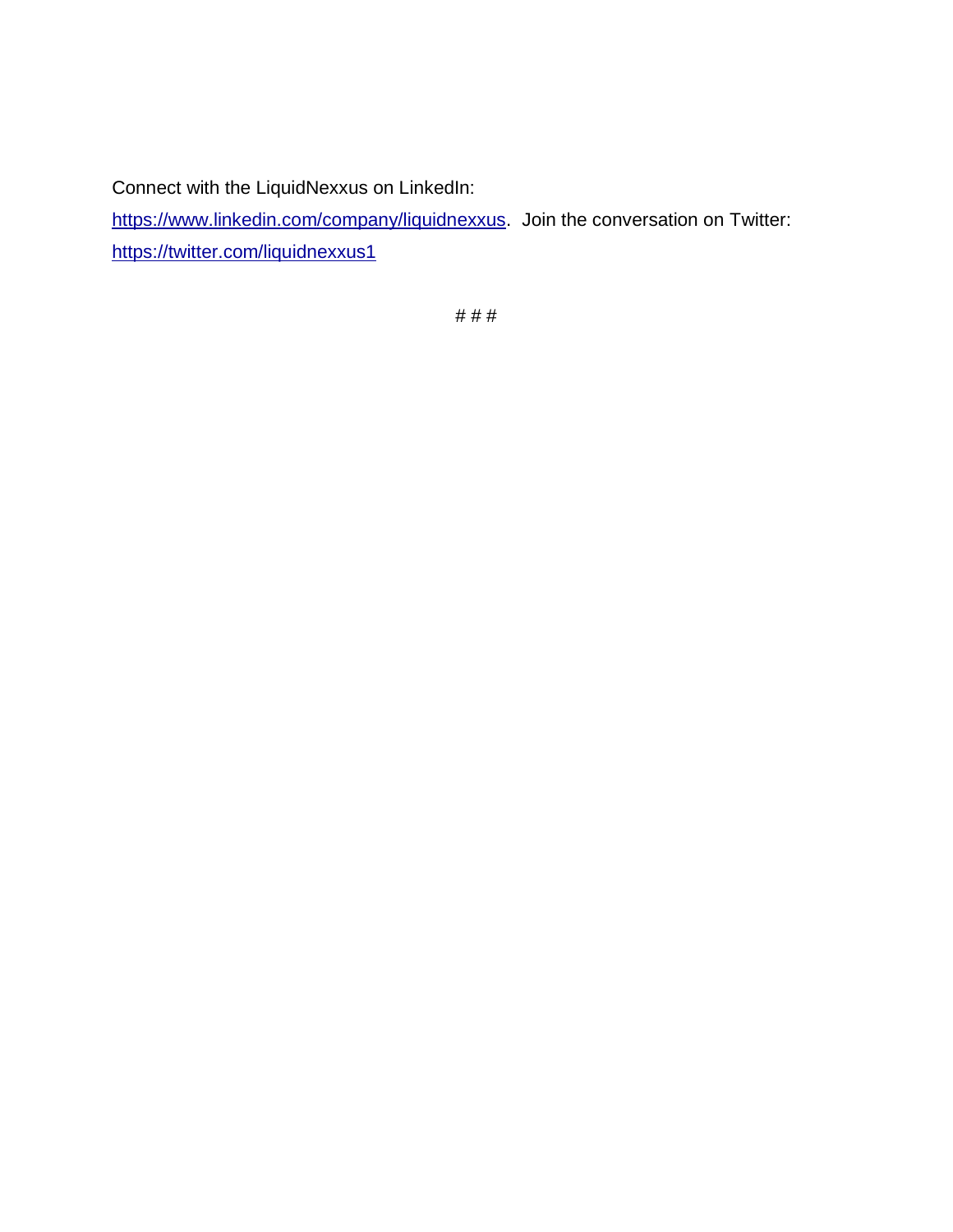Connect with the LiquidNexxus on LinkedIn:
https://www.linkedin.com/company/liquidnexxus.  Join the conversation on Twitter:
https://twitter.com/liquidnexxus1

# # #